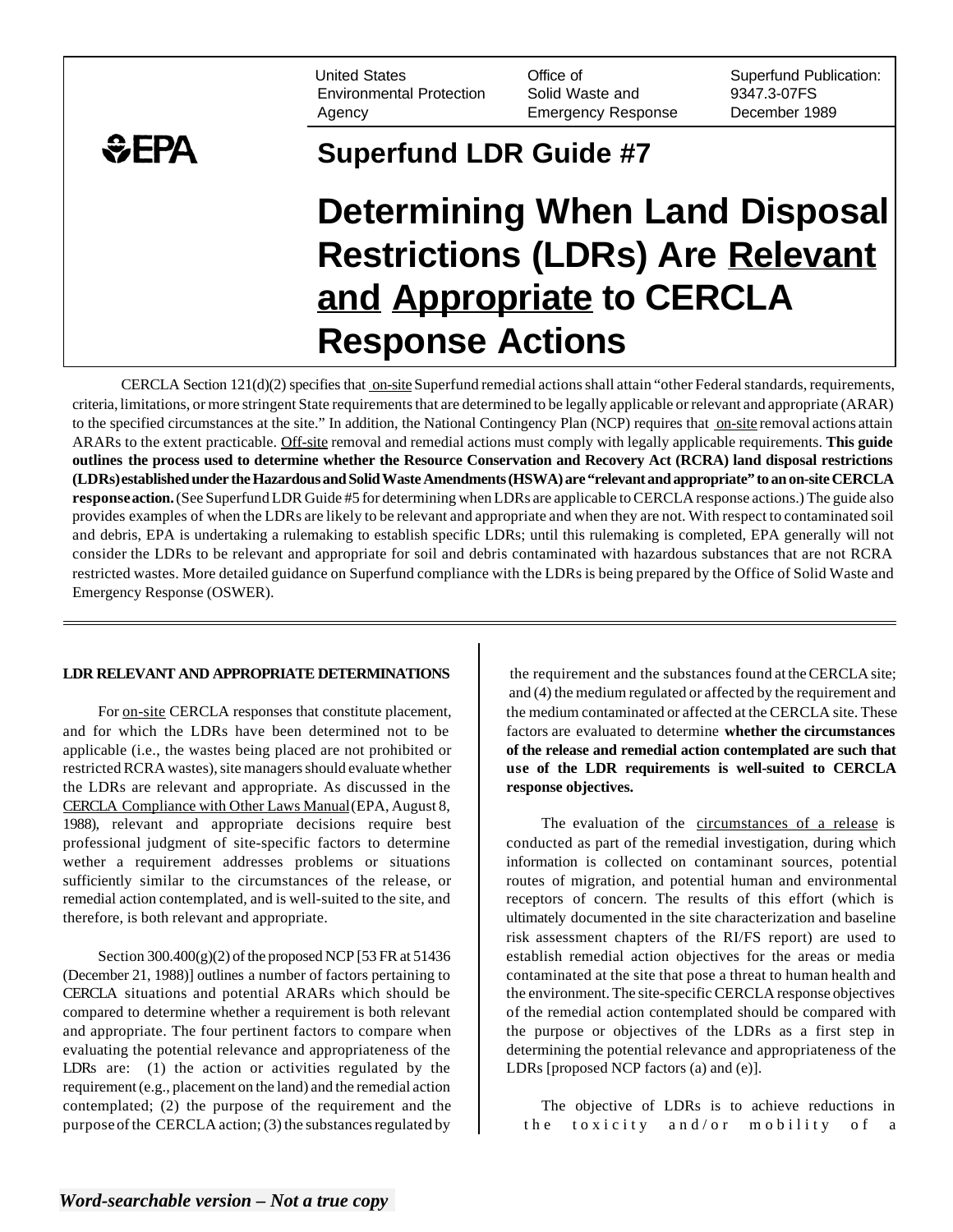United States Environmental Protection Agency | Office of Solid Waste and Emergency Response | Superfund Publication: 9347.3-07FS December 1989

EPA

## Superfund LDR Guide #7

# Determining When Land Disposal Restrictions (LDRs) Are Relevant and Appropriate to CERCLA Response Actions

CERCLA Section 121(d)(2) specifies that on-site Superfund remedial actions shall attain "other Federal standards, requirements, criteria, limitations, or more stringent State requirements that are determined to be legally applicable or relevant and appropriate (ARAR) to the specified circumstances at the site." In addition, the National Contingency Plan (NCP) requires that on-site removal actions attain ARARs to the extent practicable. Off-site removal and remedial actions must comply with legally applicable requirements. **This guide outlines the process used to determine whether the Resource Conservation and Recovery Act (RCRA) land disposal restrictions (LDRs) established under the Hazardous and Solid Waste Amendments (HSWA) are "relevant and appropriate" to an on-site CERCLA response action.** (See Superfund LDR Guide #5 for determining when LDRs are applicable to CERCLA response actions.) The guide also provides examples of when the LDRs are likely to be relevant and appropriate and when they are not. With respect to contaminated soil and debris, EPA is undertaking a rulemaking to establish specific LDRs; until this rulemaking is completed, EPA generally will not consider the LDRs to be relevant and appropriate for soil and debris contaminated with hazardous substances that are not RCRA restricted wastes. More detailed guidance on Superfund compliance with the LDRs is being prepared by the Office of Solid Waste and Emergency Response (OSWER).

### LDR RELEVANT AND APPROPRIATE DETERMINATIONS

For on-site CERCLA responses that constitute placement, and for which the LDRs have been determined not to be applicable (i.e., the wastes being placed are not prohibited or restricted RCRA wastes), site managers should evaluate whether the LDRs are relevant and appropriate. As discussed in the CERCLA Compliance with Other Laws Manual (EPA, August 8, 1988), relevant and appropriate decisions require best professional judgment of site-specific factors to determine wether a requirement addresses problems or situations sufficiently similar to the circumstances of the release, or remedial action contemplated, and is well-suited to the site, and therefore, is both relevant and appropriate.

Section 300.400(g)(2) of the proposed NCP [53 FR at 51436 (December 21, 1988)] outlines a number of factors pertaining to CERCLA situations and potential ARARs which should be compared to determine whether a requirement is both relevant and appropriate. The four pertinent factors to compare when evaluating the potential relevance and appropriateness of the LDRs are: (1) the action or activities regulated by the requirement (e.g., placement on the land) and the remedial action contemplated; (2) the purpose of the requirement and the purpose of the CERCLA action; (3) the substances regulated by the requirement and the substances found at the CERCLA site; and (4) the medium regulated or affected by the requirement and the medium contaminated or affected at the CERCLA site. These factors are evaluated to determine **whether the circumstances of the release and remedial action contemplated are such that use of the LDR requirements is well-suited to CERCLA response objectives.**

The evaluation of the circumstances of a release is conducted as part of the remedial investigation, during which information is collected on contaminant sources, potential routes of migration, and potential human and environmental receptors of concern. The results of this effort (which is ultimately documented in the site characterization and baseline risk assessment chapters of the RI/FS report) are used to establish remedial action objectives for the areas or media contaminated at the site that pose a threat to human health and the environment. The site-specific CERCLA response objectives of the remedial action contemplated should be compared with the purpose or objectives of the LDRs as a first step in determining the potential relevance and appropriateness of the LDRs [proposed NCP factors (a) and (e)].

The objective of LDRs is to achieve reductions in the toxicity and/or mobility of a

*Word-searchable version – Not a true copy*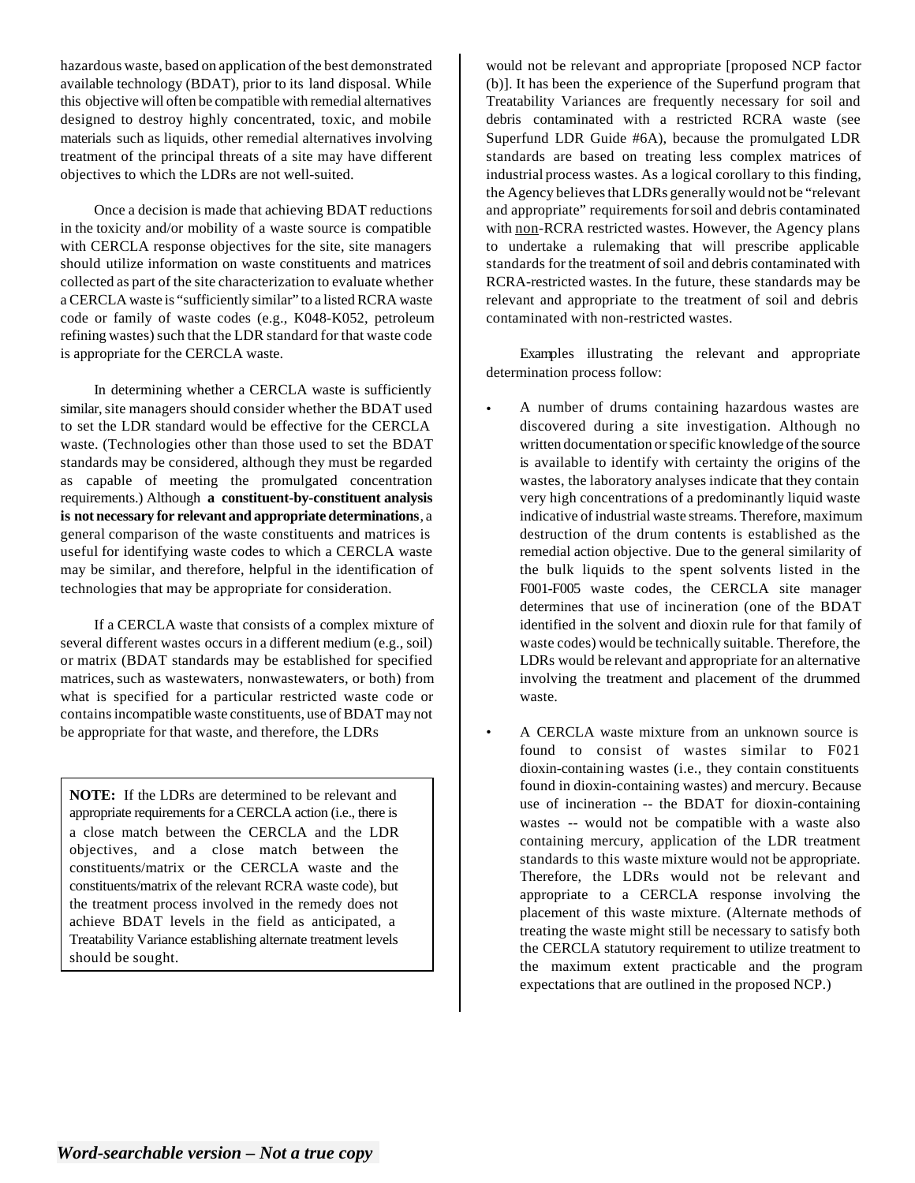hazardous waste, based on application of the best demonstrated available technology (BDAT), prior to its land disposal. While this objective will often be compatible with remedial alternatives designed to destroy highly concentrated, toxic, and mobile materials such as liquids, other remedial alternatives involving treatment of the principal threats of a site may have different objectives to which the LDRs are not well-suited.

Once a decision is made that achieving BDAT reductions in the toxicity and/or mobility of a waste source is compatible with CERCLA response objectives for the site, site managers should utilize information on waste constituents and matrices collected as part of the site characterization to evaluate whether a CERCLA waste is "sufficiently similar" to a listed RCRA waste code or family of waste codes (e.g., K048-K052, petroleum refining wastes) such that the LDR standard for that waste code is appropriate for the CERCLA waste.

In determining whether a CERCLA waste is sufficiently similar, site managers should consider whether the BDAT used to set the LDR standard would be effective for the CERCLA waste. (Technologies other than those used to set the BDAT standards may be considered, although they must be regarded as capable of meeting the promulgated concentration requirements.) Although **a constituent-by-constituent analysis is not necessary for relevant and appropriate determinations**, a general comparison of the waste constituents and matrices is useful for identifying waste codes to which a CERCLA waste may be similar, and therefore, helpful in the identification of technologies that may be appropriate for consideration.

If a CERCLA waste that consists of a complex mixture of several different wastes occurs in a different medium (e.g., soil) or matrix (BDAT standards may be established for specified matrices, such as wastewaters, nonwastewaters, or both) from what is specified for a particular restricted waste code or contains incompatible waste constituents, use of BDAT may not be appropriate for that waste, and therefore, the LDRs would not be relevant and appropriate [proposed NCP factor (b)]. It has been the experience of the Superfund program that Treatability Variances are frequently necessary for soil and debris contaminated with a restricted RCRA waste (see Superfund LDR Guide #6A), because the promulgated LDR standards are based on treating less complex matrices of industrial process wastes. As a logical corollary to this finding, the Agency believes that LDRs generally would not be "relevant and appropriate" requirements for soil and debris contaminated with non-RCRA restricted wastes. However, the Agency plans to undertake a rulemaking that will prescribe applicable standards for the treatment of soil and debris contaminated with RCRA-restricted wastes. In the future, these standards may be relevant and appropriate to the treatment of soil and debris contaminated with non-restricted wastes.

> **NOTE:** If the LDRs are determined to be relevant and appropriate requirements for a CERCLA action (i.e., there is a close match between the CERCLA and the LDR objectives, and a close match between the constituents/matrix or the CERCLA waste and the constituents/matrix of the relevant RCRA waste code), but the treatment process involved in the remedy does not achieve BDAT levels in the field as anticipated, a Treatability Variance establishing alternate treatment levels should be sought.

Examples illustrating the relevant and appropriate determination process follow:

- A number of drums containing hazardous wastes are discovered during a site investigation. Although no written documentation or specific knowledge of the source is available to identify with certainty the origins of the wastes, the laboratory analyses indicate that they contain very high concentrations of a predominantly liquid waste indicative of industrial waste streams. Therefore, maximum destruction of the drum contents is established as the remedial action objective. Due to the general similarity of the bulk liquids to the spent solvents listed in the F001-F005 waste codes, the CERCLA site manager determines that use of incineration (one of the BDAT identified in the solvent and dioxin rule for that family of waste codes) would be technically suitable. Therefore, the LDRs would be relevant and appropriate for an alternative involving the treatment and placement of the drummed waste.

- A CERCLA waste mixture from an unknown source is found to consist of wastes similar to F021 dioxin-containing wastes (i.e., they contain constituents found in dioxin-containing wastes) and mercury. Because use of incineration -- the BDAT for dioxin-containing wastes -- would not be compatible with a waste also containing mercury, application of the LDR treatment standards to this waste mixture would not be appropriate. Therefore, the LDRs would not be relevant and appropriate to a CERCLA response involving the placement of this waste mixture. (Alternate methods of treating the waste might still be necessary to satisfy both the CERCLA statutory requirement to utilize treatment to the maximum extent practicable and the program expectations that are outlined in the proposed NCP.)